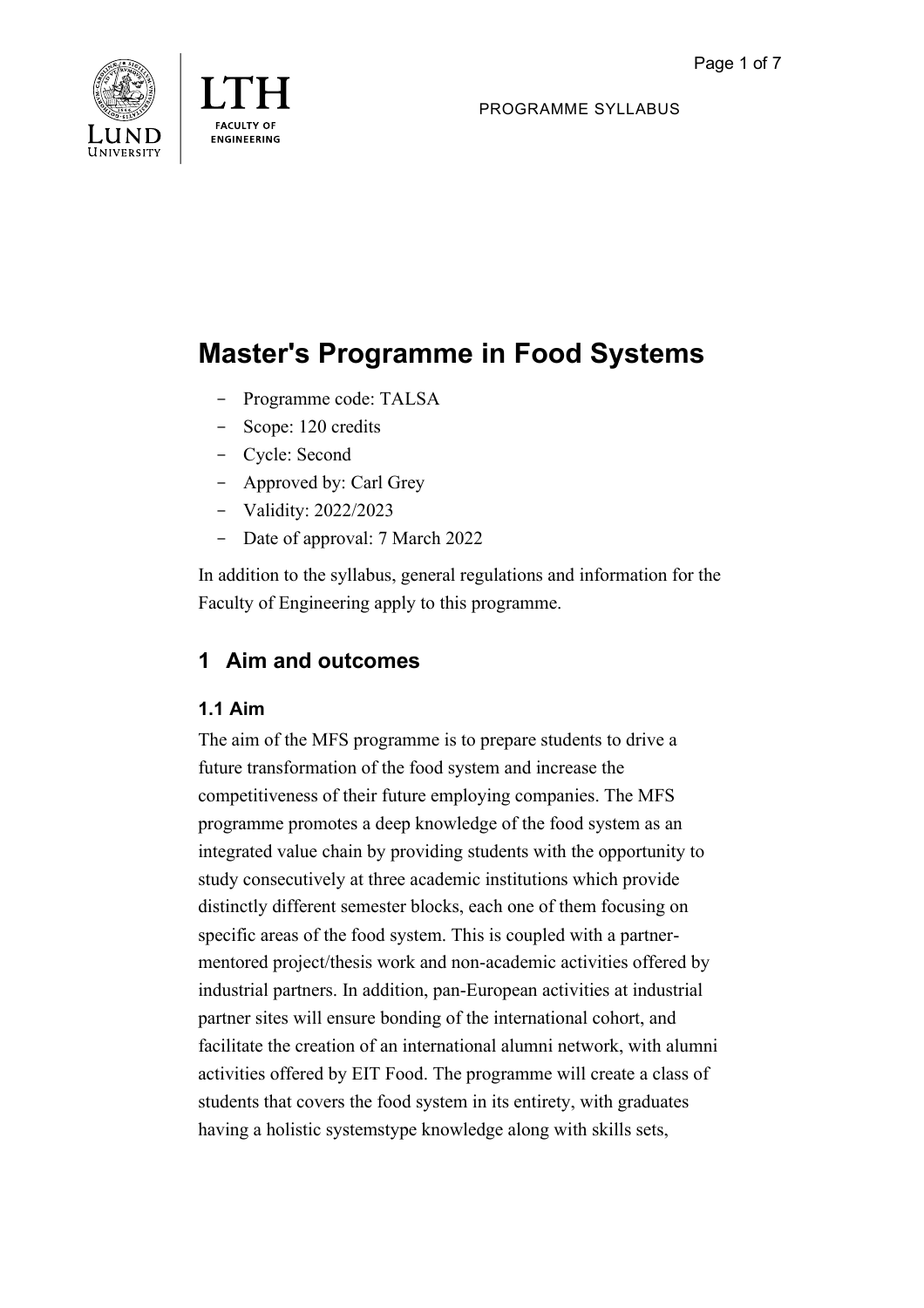PROGRAMME SYLLABUS

# Master's Programme in Food Systems

- Programme code: TALSA
- Scope: 120 credits
- Cycle: Second
- Approved by: Carl Grey
- Validity: 2022/2023
- Date of approval: 7 March 2022

In addition to the syllabus, general regulations and information for the Faculty of Engineering apply to this programme.

## 1 Aim and outcomes

### 1.1 Aim

The aim of the MFS programme is to prepare students to drive a future transformation of the food system and increase the competitiveness of their future employing companies. The MFS programme promotes a deep knowledge of the food system as an integrated value chain by providing students with the opportunity to study consecutively at three academic institutions which provide distinctly different semester blocks, each one of them focusing on specific areas of the food system. This is coupled with a partner-mentored project/thesis work and non-academic activities offered by industrial partners. In addition, pan-European activities at industrial partner sites will ensure bonding of the international cohort, and facilitate the creation of an international alumni network, with alumni activities offered by EIT Food. The programme will create a class of students that covers the food system in its entirety, with graduates having a holistic systemstype knowledge along with skills sets,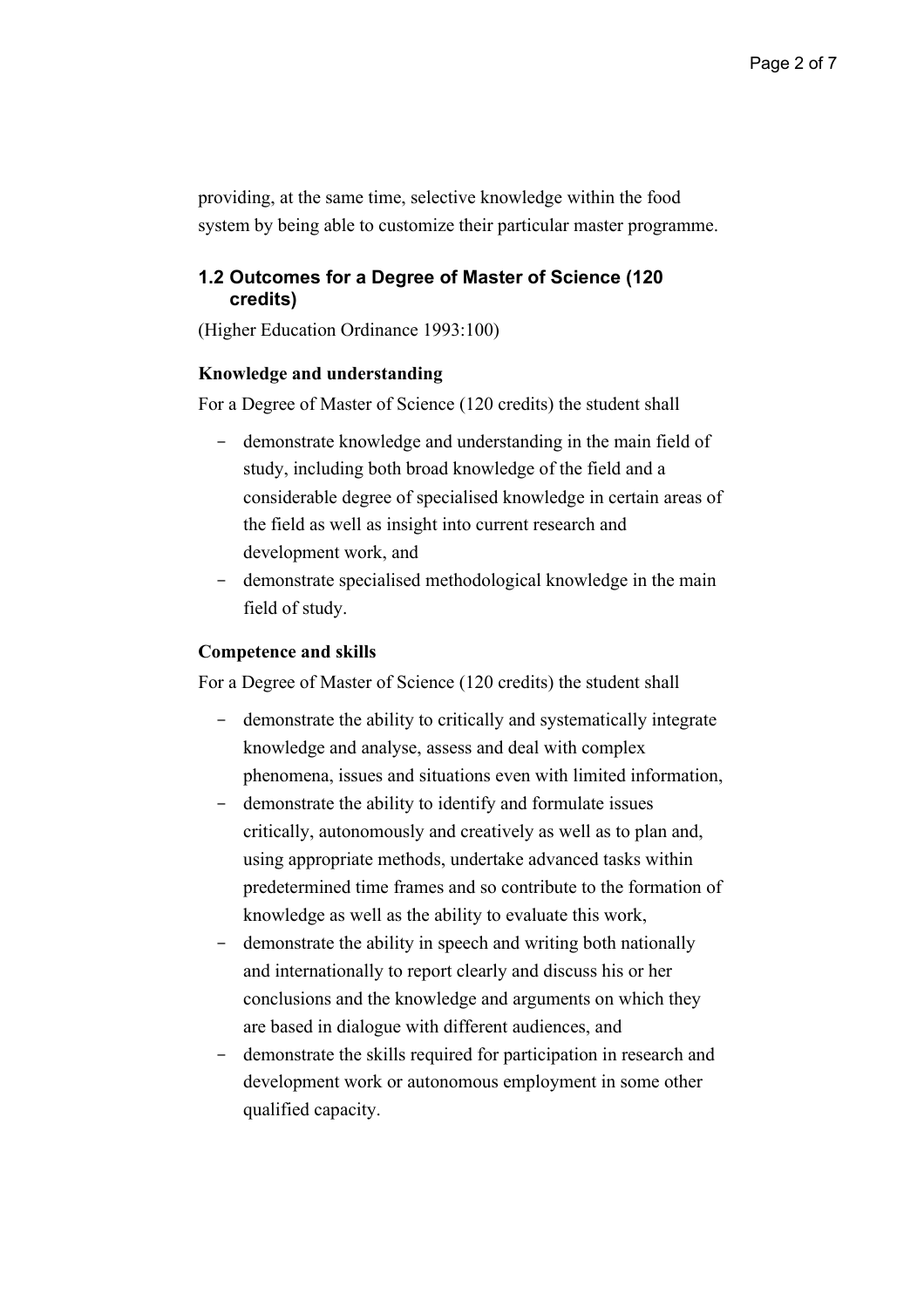providing, at the same time, selective knowledge within the food system by being able to customize their particular master programme.

### 1.2 Outcomes for a Degree of Master of Science (120 credits)

(Higher Education Ordinance 1993:100)

**Knowledge and understanding**

For a Degree of Master of Science (120 credits) the student shall

- demonstrate knowledge and understanding in the main field of study, including both broad knowledge of the field and a considerable degree of specialised knowledge in certain areas of the field as well as insight into current research and development work, and
- demonstrate specialised methodological knowledge in the main field of study.

**Competence and skills**

For a Degree of Master of Science (120 credits) the student shall

- demonstrate the ability to critically and systematically integrate knowledge and analyse, assess and deal with complex phenomena, issues and situations even with limited information,
- demonstrate the ability to identify and formulate issues critically, autonomously and creatively as well as to plan and, using appropriate methods, undertake advanced tasks within predetermined time frames and so contribute to the formation of knowledge as well as the ability to evaluate this work,
- demonstrate the ability in speech and writing both nationally and internationally to report clearly and discuss his or her conclusions and the knowledge and arguments on which they are based in dialogue with different audiences, and
- demonstrate the skills required for participation in research and development work or autonomous employment in some other qualified capacity.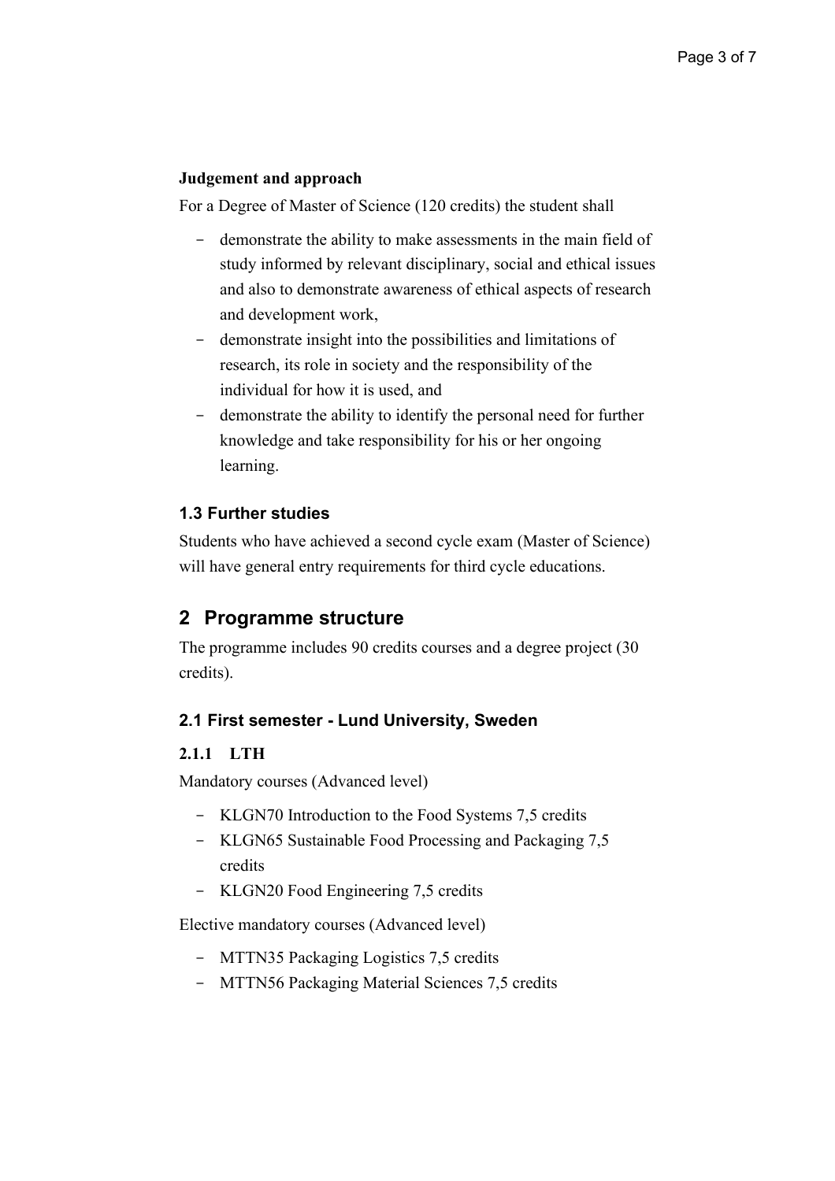**Judgement and approach**

For a Degree of Master of Science (120 credits) the student shall

- demonstrate the ability to make assessments in the main field of study informed by relevant disciplinary, social and ethical issues and also to demonstrate awareness of ethical aspects of research and development work,
- demonstrate insight into the possibilities and limitations of research, its role in society and the responsibility of the individual for how it is used, and
- demonstrate the ability to identify the personal need for further knowledge and take responsibility for his or her ongoing learning.

### 1.3 Further studies

Students who have achieved a second cycle exam (Master of Science) will have general entry requirements for third cycle educations.

## 2 Programme structure

The programme includes 90 credits courses and a degree project (30 credits).

### 2.1 First semester - Lund University, Sweden

#### 2.1.1 LTH

Mandatory courses (Advanced level)

- KLGN70 Introduction to the Food Systems 7,5 credits
- KLGN65 Sustainable Food Processing and Packaging 7,5 credits
- KLGN20 Food Engineering 7,5 credits

Elective mandatory courses (Advanced level)

- MTTN35 Packaging Logistics 7,5 credits
- MTTN56 Packaging Material Sciences 7,5 credits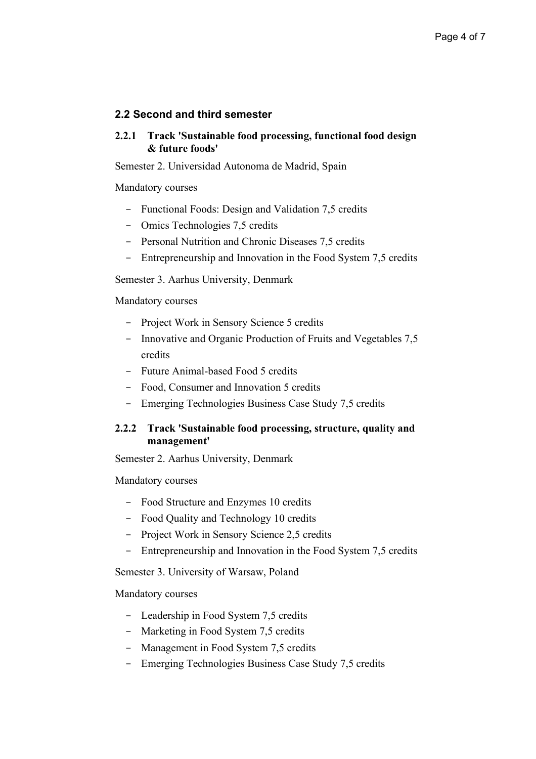## 2.2 Second and third semester

### 2.2.1 Track 'Sustainable food processing, functional food design & future foods'

Semester 2. Universidad Autonoma de Madrid, Spain

Mandatory courses

- Functional Foods: Design and Validation 7,5 credits
- Omics Technologies 7,5 credits
- Personal Nutrition and Chronic Diseases 7,5 credits
- Entrepreneurship and Innovation in the Food System 7,5 credits

Semester 3. Aarhus University, Denmark

Mandatory courses

- Project Work in Sensory Science 5 credits
- Innovative and Organic Production of Fruits and Vegetables 7,5 credits
- Future Animal-based Food 5 credits
- Food, Consumer and Innovation 5 credits
- Emerging Technologies Business Case Study 7,5 credits

### 2.2.2 Track 'Sustainable food processing, structure, quality and management'

Semester 2. Aarhus University, Denmark

Mandatory courses

- Food Structure and Enzymes 10 credits
- Food Quality and Technology 10 credits
- Project Work in Sensory Science 2,5 credits
- Entrepreneurship and Innovation in the Food System 7,5 credits

Semester 3. University of Warsaw, Poland

Mandatory courses

- Leadership in Food System 7,5 credits
- Marketing in Food System 7,5 credits
- Management in Food System 7,5 credits
- Emerging Technologies Business Case Study 7,5 credits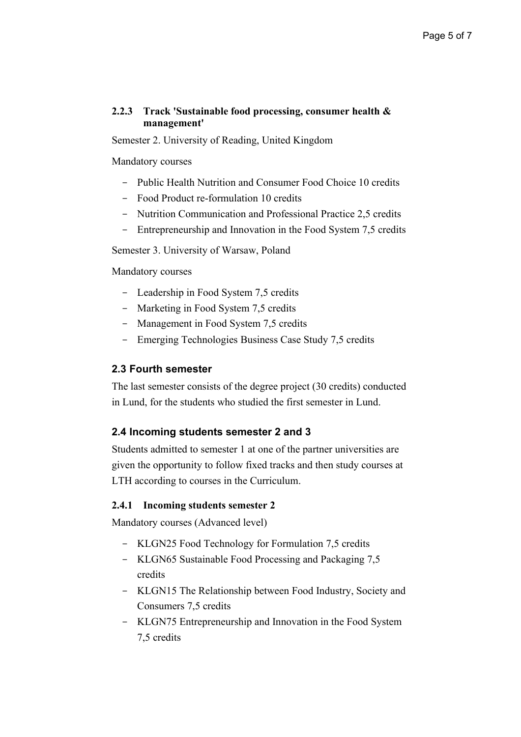#### 2.2.3 Track 'Sustainable food processing, consumer health & management'

Semester 2. University of Reading, United Kingdom

Mandatory courses

- Public Health Nutrition and Consumer Food Choice 10 credits
- Food Product re-formulation 10 credits
- Nutrition Communication and Professional Practice 2,5 credits
- Entrepreneurship and Innovation in the Food System 7,5 credits

Semester 3. University of Warsaw, Poland

Mandatory courses

- Leadership in Food System 7,5 credits
- Marketing in Food System 7,5 credits
- Management in Food System 7,5 credits
- Emerging Technologies Business Case Study 7,5 credits

### 2.3 Fourth semester

The last semester consists of the degree project (30 credits) conducted in Lund, for the students who studied the first semester in Lund.

### 2.4 Incoming students semester 2 and 3

Students admitted to semester 1 at one of the partner universities are given the opportunity to follow fixed tracks and then study courses at LTH according to courses in the Curriculum.

#### 2.4.1 Incoming students semester 2

Mandatory courses (Advanced level)

- KLGN25 Food Technology for Formulation 7,5 credits
- KLGN65 Sustainable Food Processing and Packaging 7,5 credits
- KLGN15 The Relationship between Food Industry, Society and Consumers 7,5 credits
- KLGN75 Entrepreneurship and Innovation in the Food System 7,5 credits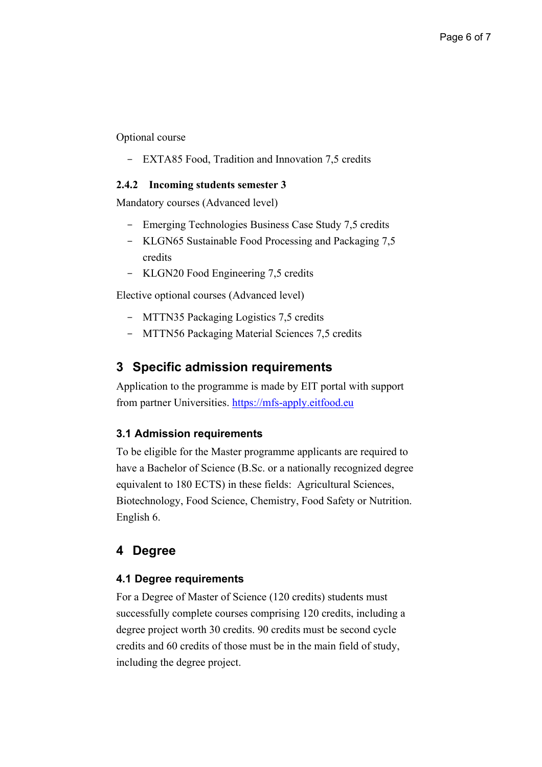Optional course

- EXTA85 Food, Tradition and Innovation 7,5 credits

### 2.4.2 Incoming students semester 3

Mandatory courses (Advanced level)

- Emerging Technologies Business Case Study 7,5 credits
- KLGN65 Sustainable Food Processing and Packaging 7,5 credits
- KLGN20 Food Engineering 7,5 credits

Elective optional courses (Advanced level)

- MTTN35 Packaging Logistics 7,5 credits
- MTTN56 Packaging Material Sciences 7,5 credits

# 3 Specific admission requirements

Application to the programme is made by EIT portal with support from partner Universities. [https://mfs-apply.eitfood.eu](https://mfs-apply.eitfood.eu)

## 3.1 Admission requirements

To be eligible for the Master programme applicants are required to have a Bachelor of Science (B.Sc. or a nationally recognized degree equivalent to 180 ECTS) in these fields: Agricultural Sciences, Biotechnology, Food Science, Chemistry, Food Safety or Nutrition. English 6.

# 4 Degree

## 4.1 Degree requirements

For a Degree of Master of Science (120 credits) students must successfully complete courses comprising 120 credits, including a degree project worth 30 credits. 90 credits must be second cycle credits and 60 credits of those must be in the main field of study, including the degree project.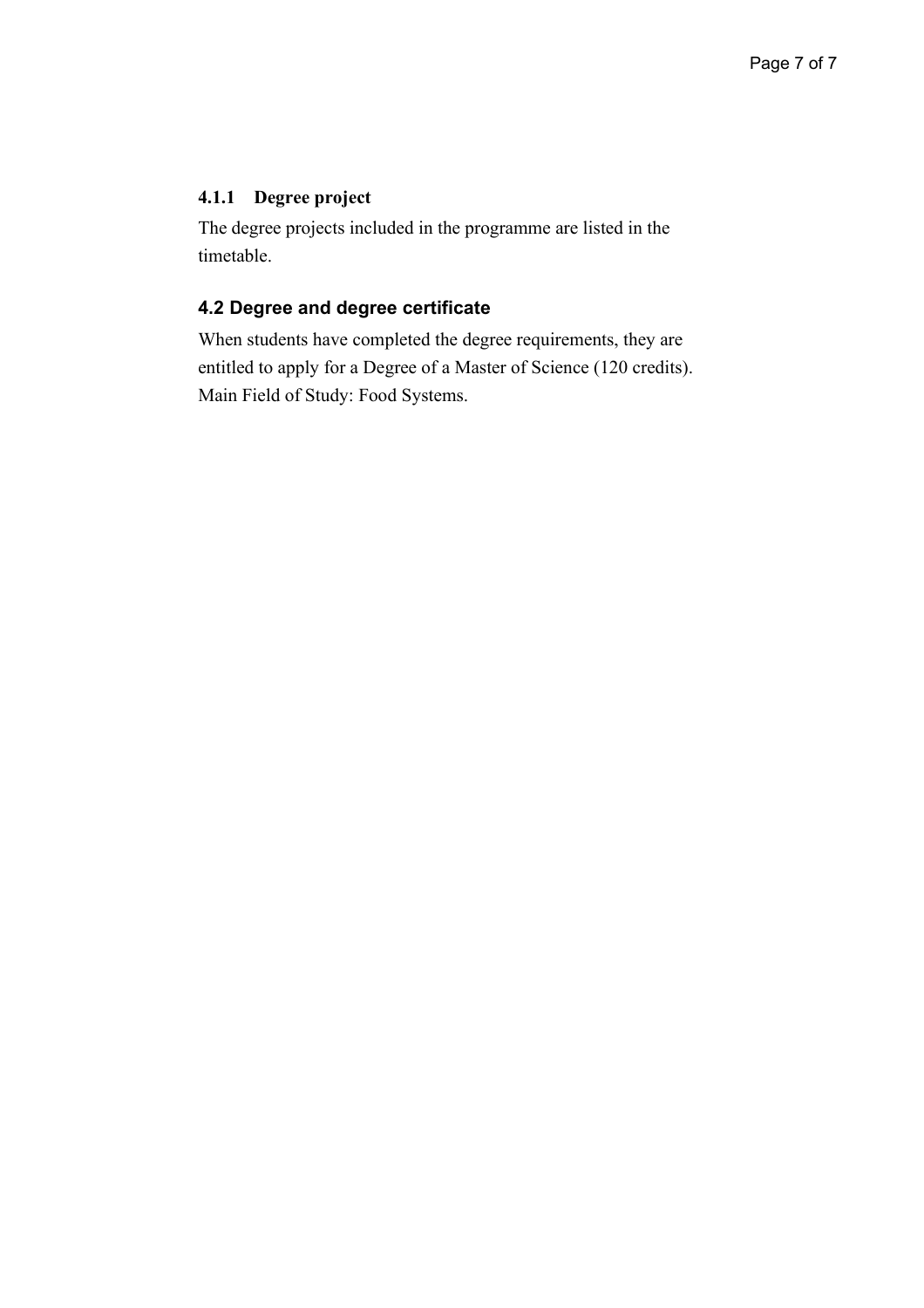#### 4.1.1 Degree project

The degree projects included in the programme are listed in the timetable.

### 4.2 Degree and degree certificate

When students have completed the degree requirements, they are entitled to apply for a Degree of a Master of Science (120 credits). Main Field of Study: Food Systems.